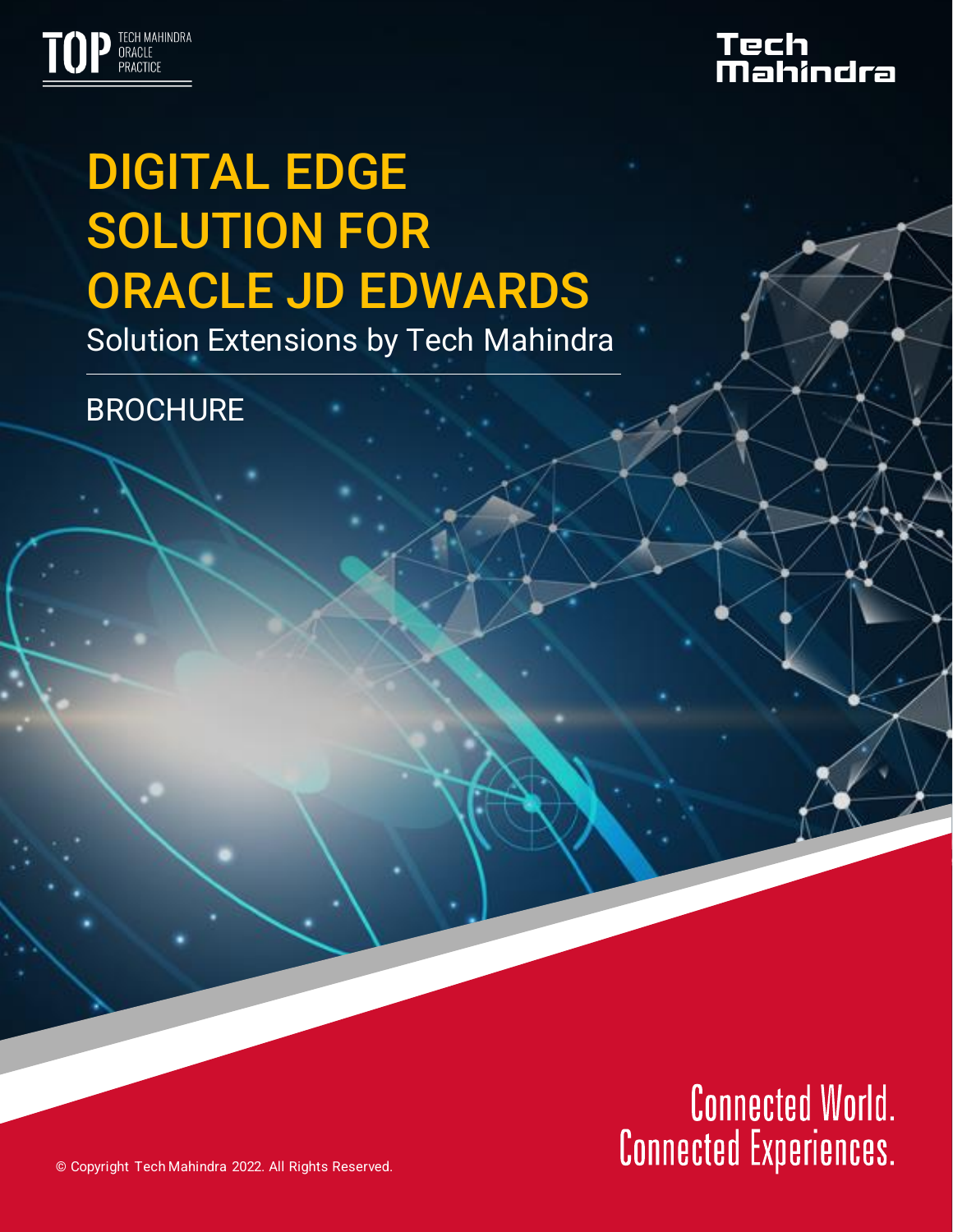TOP TECH MAHINDRA ORACLE PRACTICE

Tech Mahindra

# DIGITAL EDGE SOLUTION FOR ORACLE JD EDWARDS

Solution Extensions by Tech Mahindra

BROCHURE

Connected World. Connected Experiences.

© Copyright Tech Mahindra 2022. All Rights Reserved.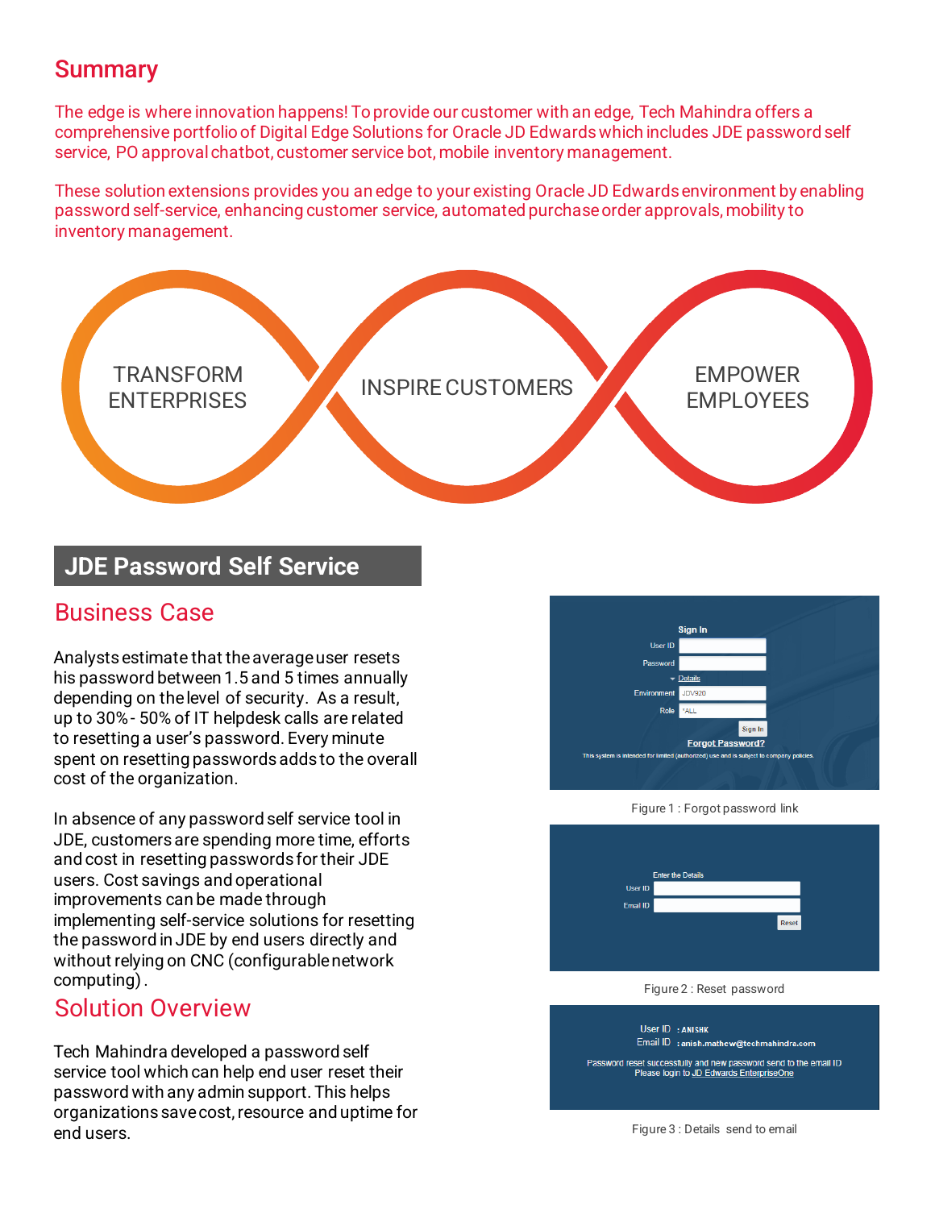## Summary

The edge is where innovation happens! To provide our customer with an edge, Tech Mahindra offers a comprehensive portfolio of Digital Edge Solutions for Oracle JD Edwards which includes JDE password self service, PO approval chatbot, customer service bot, mobile inventory management.

These solution extensions provides you an edge to your existing Oracle JD Edwards environment by enabling password self-service, enhancing customer service, automated purchase order approvals, mobility to inventory management.

TRANSFORM ENTERPRISES

INSPIRE CUSTOMERS

EMPOWER EMPLOYEES

# JDE Password Self Service

## Business Case

Analysts estimate that the average user resets his password between 1.5 and 5 times annually depending on the level of security. As a result, up to 30% - 50% of IT helpdesk calls are related to resetting a user's password. Every minute spent on resetting passwords adds to the overall cost of the organization.

In absence of any password self service tool in JDE, customers are spending more time, efforts and cost in resetting passwords for their JDE users. Cost savings and operational improvements can be made through implementing self-service solutions for resetting the password in JDE by end users directly and without relying on CNC (configurable network computing) .

## Solution Overview

Tech Mahindra developed a password self service tool which can help end user reset their password with any admin support. This helps organizations save cost, resource and uptime for end users.

Sign In

User ID

Password

Details

Environment JDV920

Role *ALL

Sign In

Forgot Password?

This system is intended for limited (authorized) use and is subject to company policies.

Figure 1 : Forgot password link

Enter the Details

User ID

Email ID

Reset

Figure 2 : Reset password

User ID : ANISHK

Email ID : anish.mathew@techmahindra.com

Password reset successfully and new password send to the email ID

Please login to JD Edwards EnterpriseOne

Figure 3 : Details send to email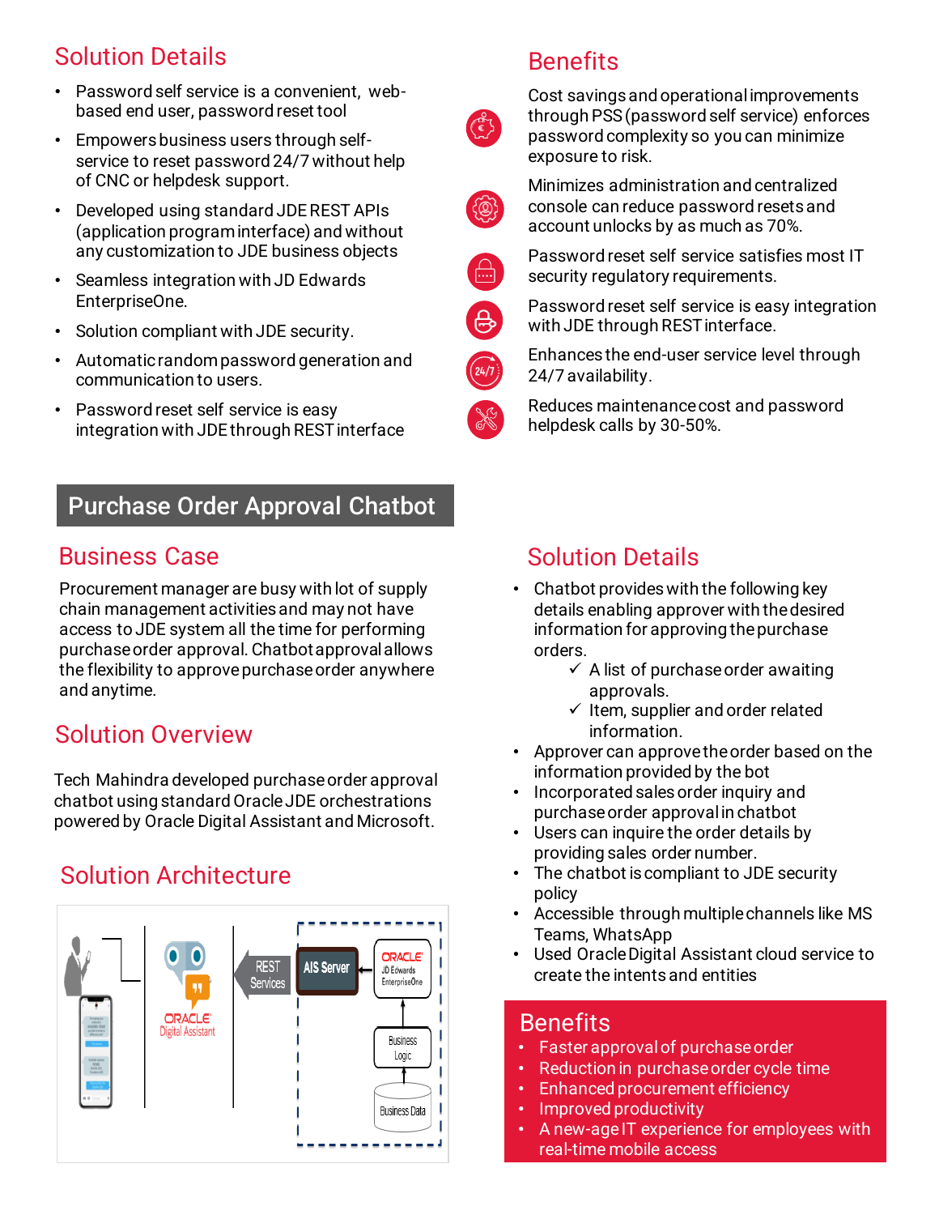## Solution Details

- Password self service is a convenient, web-based end user, password reset tool
- Empowers business users through self-service to reset password 24/7 without help of CNC or helpdesk support.
- Developed using standard JDE REST APIs (application program interface) and without any customization to JDE business objects
- Seamless integration with JD Edwards EnterpriseOne.
- Solution compliant with JDE security.
- Automatic random password generation and communication to users.
- Password reset self service is easy integration with JDE through REST interface

## Benefits

- Cost savings and operational improvements through PSS (password self service) enforces password complexity so you can minimize exposure to risk.
- Minimizes administration and centralized console can reduce password resets and account unlocks by as much as 70%.
- Password reset self service satisfies most IT security regulatory requirements.
- Password reset self service is easy integration with JDE through REST interface.
- Enhances the end-user service level through 24/7 availability.
- Reduces maintenance cost and password helpdesk calls by 30-50%.

# Purchase Order Approval Chatbot

## Business Case

Procurement manager are busy with lot of supply chain management activities and may not have access to JDE system all the time for performing purchase order approval. Chatbot approval allows the flexibility to approve purchase order anywhere and anytime.

## Solution Overview

Tech Mahindra developed purchase order approval chatbot using standard Oracle JDE orchestrations powered by Oracle Digital Assistant and Microsoft.

## Solution Architecture

ORACLE Digital Assistant — REST Services — AIS Server — ORACLE JD Edwards EnterpriseOne — Business Logic — Business Data

## Solution Details

- Chatbot provides with the following key details enabling approver with the desired information for approving the purchase orders.
  - ✓ A list of purchase order awaiting approvals.
  - ✓ Item, supplier and order related information.
- Approver can approve the order based on the information provided by the bot
- Incorporated sales order inquiry and purchase order approval in chatbot
- Users can inquire the order details by providing sales order number.
- The chatbot is compliant to JDE security policy
- Accessible through multiple channels like MS Teams, WhatsApp
- Used Oracle Digital Assistant cloud service to create the intents and entities

## Benefits

- Faster approval of purchase order
- Reduction in purchase order cycle time
- Enhanced procurement efficiency
- Improved productivity
- A new-age IT experience for employees with real-time mobile access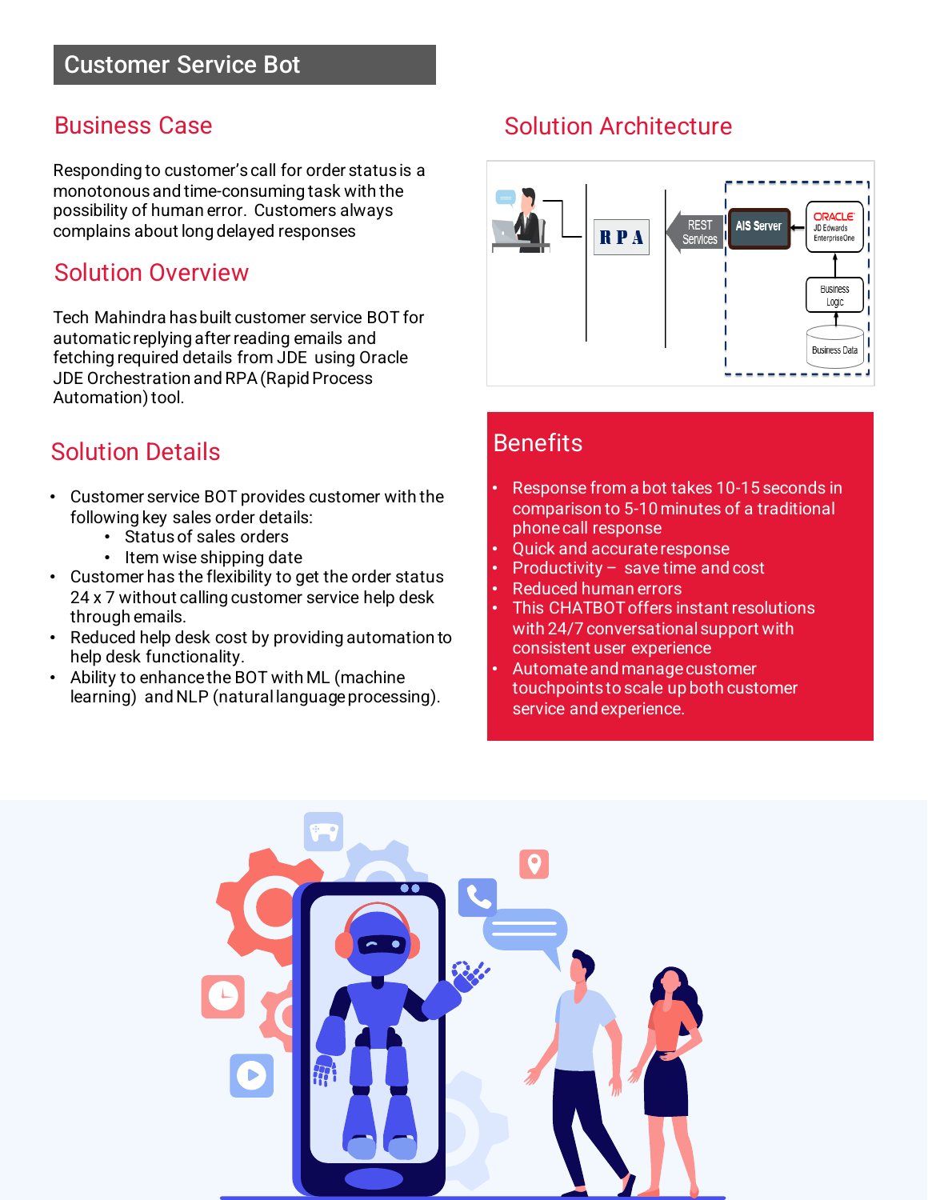# Customer Service Bot

## Business Case

Responding to customer's call for order status is a monotonous and time-consuming task with the possibility of human error. Customers always complains about long delayed responses

## Solution Overview

Tech Mahindra has built customer service BOT for automatic replying after reading emails and fetching required details from JDE using Oracle JDE Orchestration and RPA (Rapid Process Automation) tool.

## Solution Details

- Customer service BOT provides customer with the following key sales order details:
  - Status of sales orders
  - Item wise shipping date
- Customer has the flexibility to get the order status 24 x 7 without calling customer service help desk through emails.
- Reduced help desk cost by providing automation to help desk functionality.
- Ability to enhance the BOT with ML (machine learning) and NLP (natural language processing).

## Solution Architecture

RPA

REST Services

AIS Server

ORACLE JD Edwards EnterpriseOne

Business Logic

Business Data

## Benefits

- Response from a bot takes 10-15 seconds in comparison to 5-10 minutes of a traditional phone call response
- Quick and accurate response
- Productivity – save time and cost
- Reduced human errors
- This CHATBOT offers instant resolutions with 24/7 conversational support with consistent user experience
- Automate and manage customer touchpoints to scale up both customer service and experience.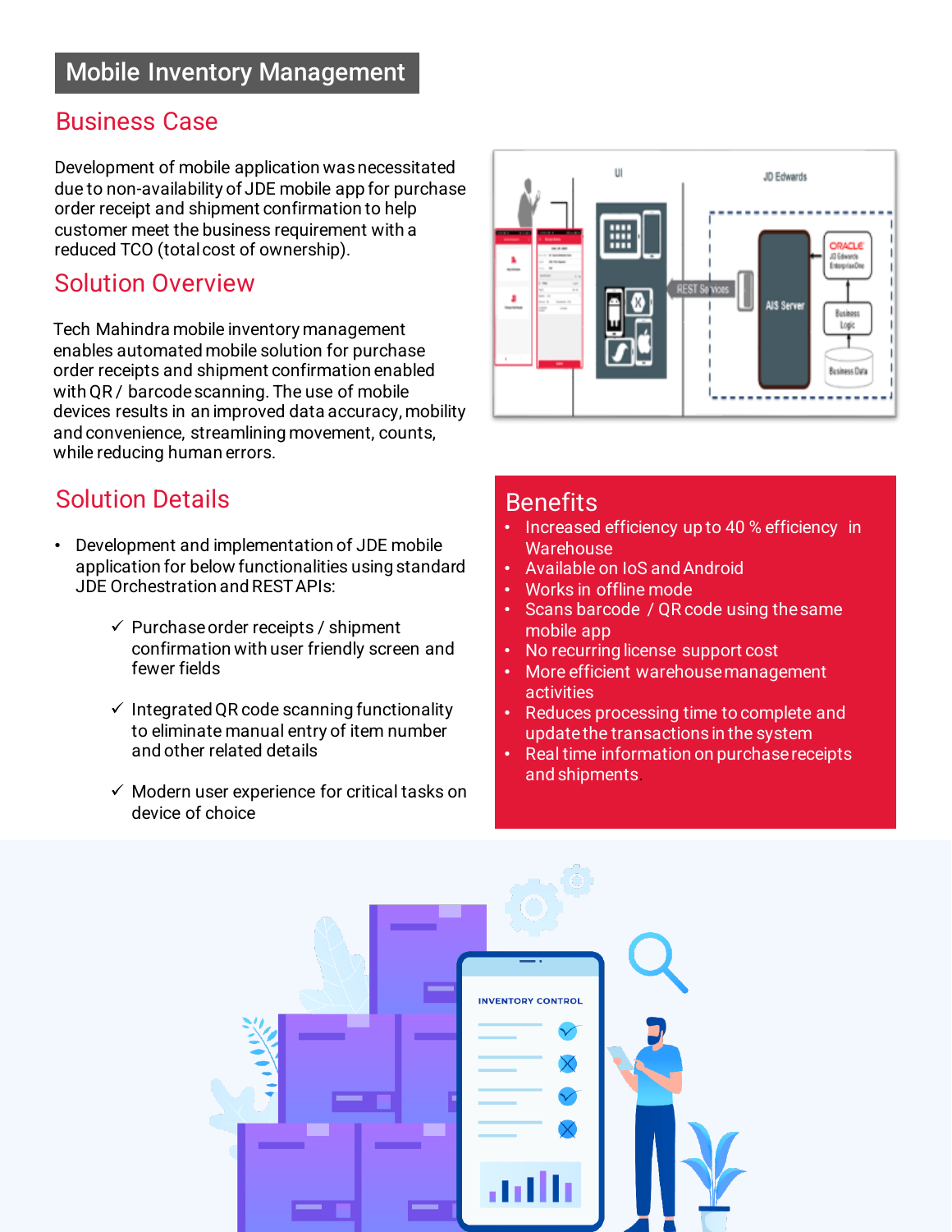# Mobile Inventory Management

## Business Case

Development of mobile application was necessitated due to non-availability of JDE mobile app for purchase order receipt and shipment confirmation to help customer meet the business requirement with a reduced TCO (total cost of ownership).

## Solution Overview

Tech Mahindra mobile inventory management enables automated mobile solution for purchase order receipts and shipment confirmation enabled with QR / barcode scanning. The use of mobile devices results in an improved data accuracy, mobility and convenience, streamlining movement, counts, while reducing human errors.

## Solution Details

- Development and implementation of JDE mobile application for below functionalities using standard JDE Orchestration and REST APIs:
  - ✓ Purchase order receipts / shipment confirmation with user friendly screen and fewer fields
  - ✓ Integrated QR code scanning functionality to eliminate manual entry of item number and other related details
  - ✓ Modern user experience for critical tasks on device of choice

## Benefits

- Increased efficiency up to 40 % efficiency in Warehouse
- Available on IoS and Android
- Works in offline mode
- Scans barcode / QR code using the same mobile app
- No recurring license support cost
- More efficient warehouse management activities
- Reduces processing time to complete and update the transactions in the system
- Real time information on purchase receipts and shipments.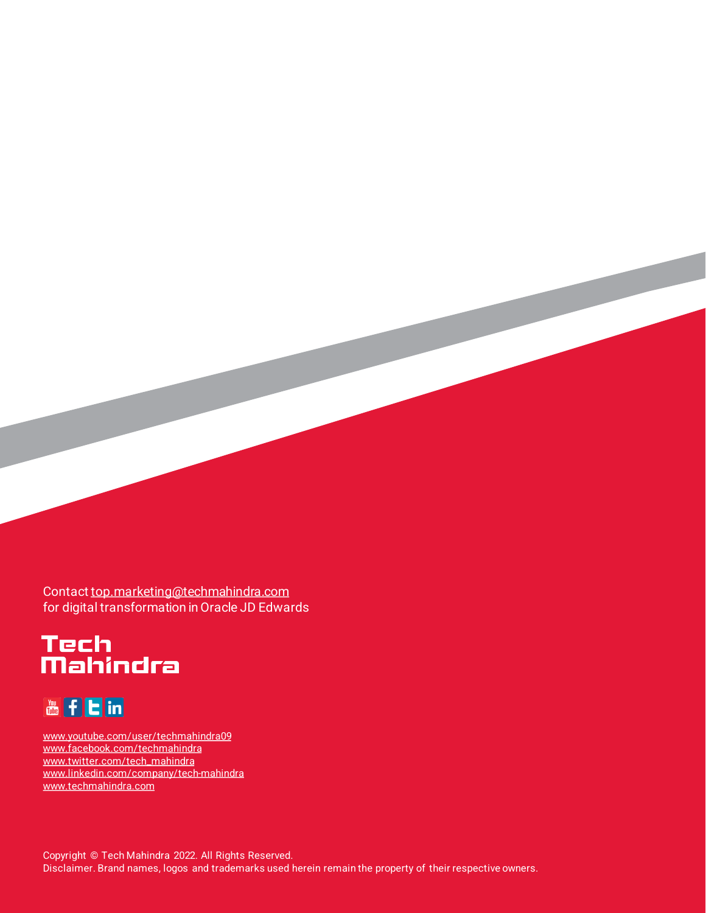Contact top.marketing@techmahindra.com
for digital transformation in Oracle JD Edwards

Tech
Mahindra

www.youtube.com/user/techmahindra09
www.facebook.com/techmahindra
www.twitter.com/tech_mahindra
www.linkedin.com/company/tech-mahindra
www.techmahindra.com

Copyright © Tech Mahindra 2022. All Rights Reserved.
Disclaimer. Brand names, logos and trademarks used herein remain the property of their respective owners.